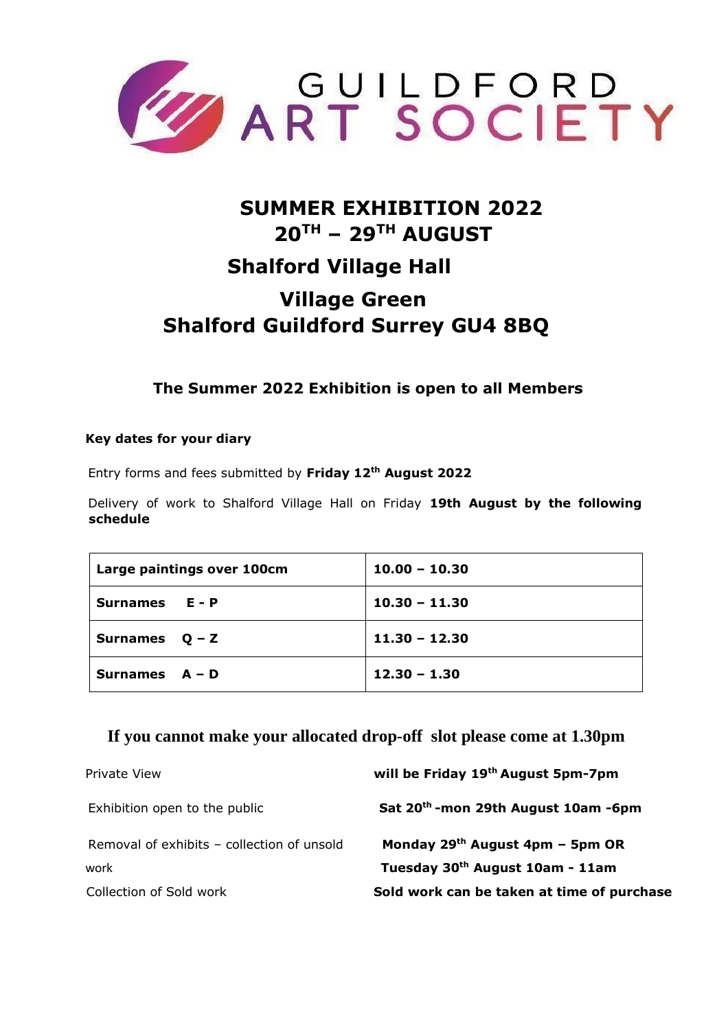# GUILDFORD ART SOCIETY

## SUMMER EXHIBITION 2022
## 20TH – 29TH AUGUST

## Shalford Village Hall

## Village Green
## Shalford Guildford Surrey GU4 8BQ

### The Summer 2022 Exhibition is open to all Members

**Key dates for your diary**

Entry forms and fees submitted by **Friday 12th August 2022**

Delivery of work to Shalford Village Hall on Friday **19th August by the following schedule**

| | |
|---|---|
| **Large paintings over 100cm** | **10.00 – 10.30** |
| **Surnames E - P** | **10.30 – 11.30** |
| **Surnames Q – Z** | **11.30 – 12.30** |
| **Surnames A – D** | **12.30 – 1.30** |

**If you cannot make your allocated drop-off slot please come at 1.30pm**

| | |
|---|---|
| Private View | **will be Friday 19th August 5pm-7pm** |
| Exhibition open to the public | **Sat 20th -mon 29th August 10am -6pm** |
| Removal of exhibits – collection of unsold work | **Monday 29th August 4pm – 5pm OR Tuesday 30th August 10am - 11am** |
| Collection of Sold work | **Sold work can be taken at time of purchase** |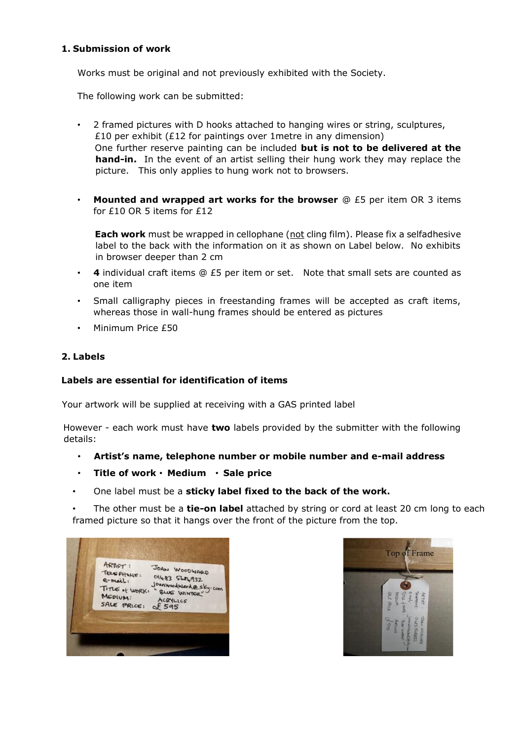## 1. Submission of work

Works must be original and not previously exhibited with the Society.

The following work can be submitted:

- 2 framed pictures with D hooks attached to hanging wires or string, sculptures, £10 per exhibit (£12 for paintings over 1metre in any dimension)
  One further reserve painting can be included **but is not to be delivered at the hand-in.** In the event of an artist selling their hung work they may replace the picture. This only applies to hung work not to browsers.

- **Mounted and wrapped art works for the browser** @ £5 per item OR 3 items for £10 OR 5 items for £12

  **Each work** must be wrapped in cellophane (not cling film). Please fix a selfadhesive label to the back with the information on it as shown on Label below. No exhibits in browser deeper than 2 cm

- **4** individual craft items @ £5 per item or set. Note that small sets are counted as one item
- Small calligraphy pieces in freestanding frames will be accepted as craft items, whereas those in wall-hung frames should be entered as pictures
- Minimum Price £50

## 2. Labels

**Labels are essential for identification of items**

Your artwork will be supplied at receiving with a GAS printed label

However - each work must have **two** labels provided by the submitter with the following details:

- **Artist's name, telephone number or mobile number and e-mail address**
- **Title of work** • **Medium** • **Sale price**
- One label must be a **sticky label fixed to the back of the work.**
- The other must be a **tie-on label** attached by string or cord at least 20 cm long to each framed picture so that it hangs over the front of the picture from the top.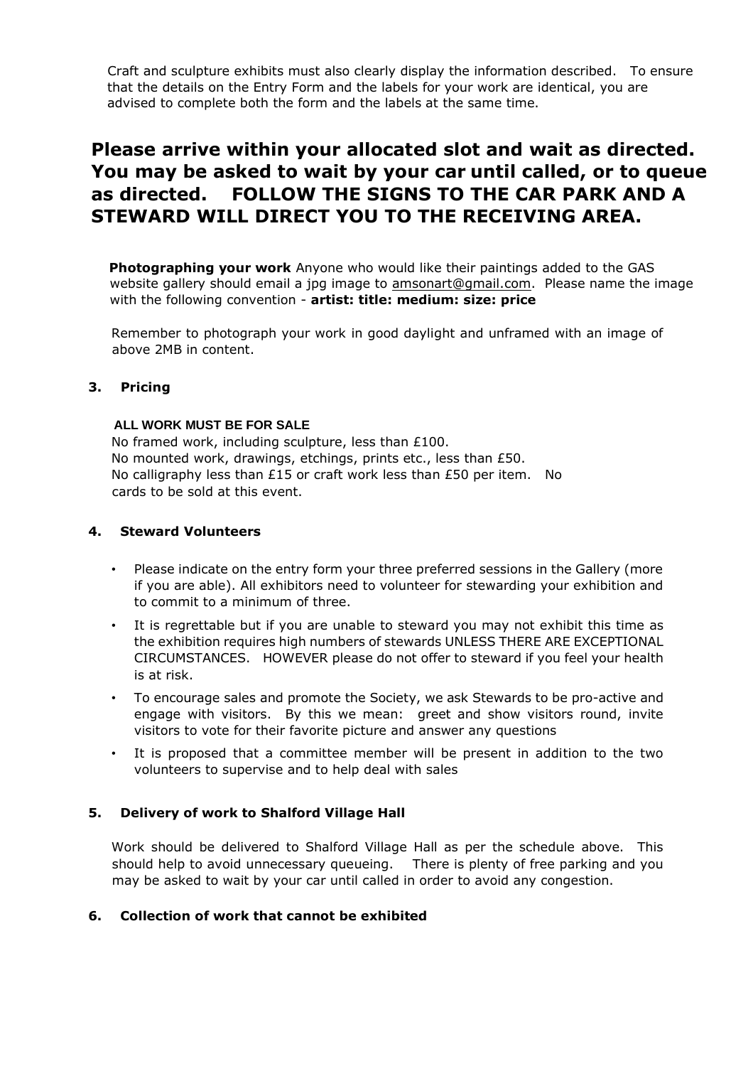Craft and sculpture exhibits must also clearly display the information described. To ensure that the details on the Entry Form and the labels for your work are identical, you are advised to complete both the form and the labels at the same time.

## Please arrive within your allocated slot and wait as directed. You may be asked to wait by your car until called, or to queue as directed. FOLLOW THE SIGNS TO THE CAR PARK AND A STEWARD WILL DIRECT YOU TO THE RECEIVING AREA.

**Photographing your work** Anyone who would like their paintings added to the GAS website gallery should email a jpg image to amsonart@gmail.com. Please name the image with the following convention - **artist: title: medium: size: price**

Remember to photograph your work in good daylight and unframed with an image of above 2MB in content.

### 3. Pricing

**ALL WORK MUST BE FOR SALE**

No framed work, including sculpture, less than £100.
No mounted work, drawings, etchings, prints etc., less than £50.
No calligraphy less than £15 or craft work less than £50 per item. No cards to be sold at this event.

### 4. Steward Volunteers

- Please indicate on the entry form your three preferred sessions in the Gallery (more if you are able). All exhibitors need to volunteer for stewarding your exhibition and to commit to a minimum of three.
- It is regrettable but if you are unable to steward you may not exhibit this time as the exhibition requires high numbers of stewards UNLESS THERE ARE EXCEPTIONAL CIRCUMSTANCES. HOWEVER please do not offer to steward if you feel your health is at risk.
- To encourage sales and promote the Society, we ask Stewards to be pro-active and engage with visitors. By this we mean: greet and show visitors round, invite visitors to vote for their favorite picture and answer any questions
- It is proposed that a committee member will be present in addition to the two volunteers to supervise and to help deal with sales

### 5. Delivery of work to Shalford Village Hall

Work should be delivered to Shalford Village Hall as per the schedule above. This should help to avoid unnecessary queueing. There is plenty of free parking and you may be asked to wait by your car until called in order to avoid any congestion.

### 6. Collection of work that cannot be exhibited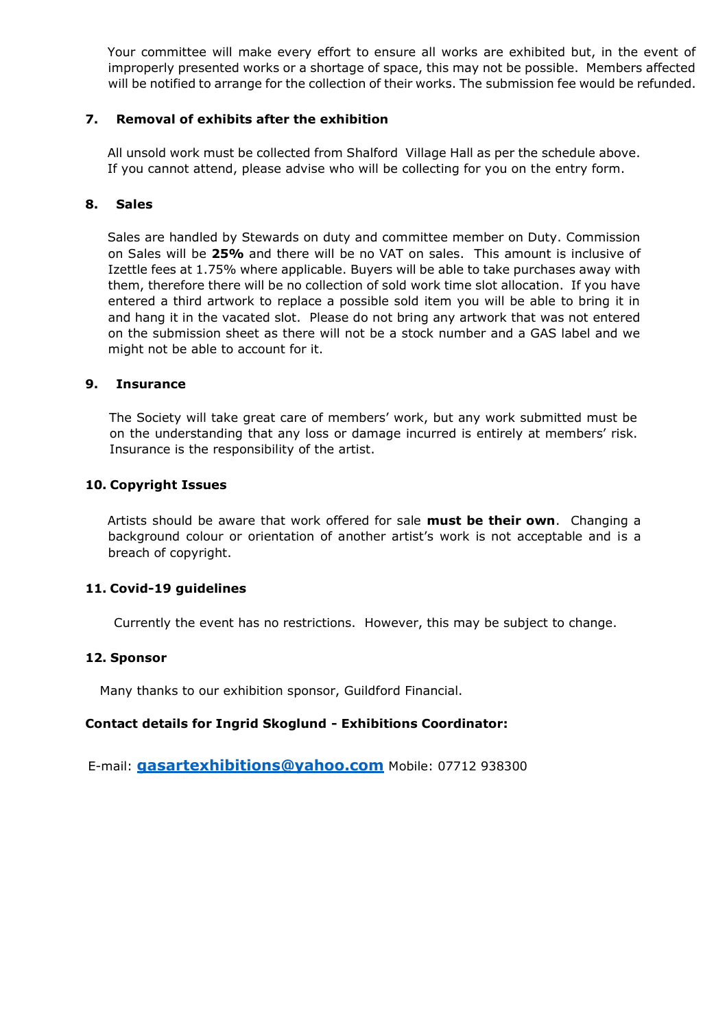Your committee will make every effort to ensure all works are exhibited but, in the event of improperly presented works or a shortage of space, this may not be possible. Members affected will be notified to arrange for the collection of their works. The submission fee would be refunded.

### 7. Removal of exhibits after the exhibition

All unsold work must be collected from Shalford Village Hall as per the schedule above. If you cannot attend, please advise who will be collecting for you on the entry form.

### 8. Sales

Sales are handled by Stewards on duty and committee member on Duty. Commission on Sales will be **25%** and there will be no VAT on sales. This amount is inclusive of Izettle fees at 1.75% where applicable. Buyers will be able to take purchases away with them, therefore there will be no collection of sold work time slot allocation. If you have entered a third artwork to replace a possible sold item you will be able to bring it in and hang it in the vacated slot. Please do not bring any artwork that was not entered on the submission sheet as there will not be a stock number and a GAS label and we might not be able to account for it.

### 9. Insurance

The Society will take great care of members' work, but any work submitted must be on the understanding that any loss or damage incurred is entirely at members' risk. Insurance is the responsibility of the artist.

### 10. Copyright Issues

Artists should be aware that work offered for sale **must be their own**. Changing a background colour or orientation of another artist's work is not acceptable and is a breach of copyright.

### 11. Covid-19 guidelines

Currently the event has no restrictions. However, this may be subject to change.

### 12. Sponsor

Many thanks to our exhibition sponsor, Guildford Financial.

**Contact details for Ingrid Skoglund - Exhibitions Coordinator:**

E-mail: **gasartexhibitions@yahoo.com** Mobile: 07712 938300